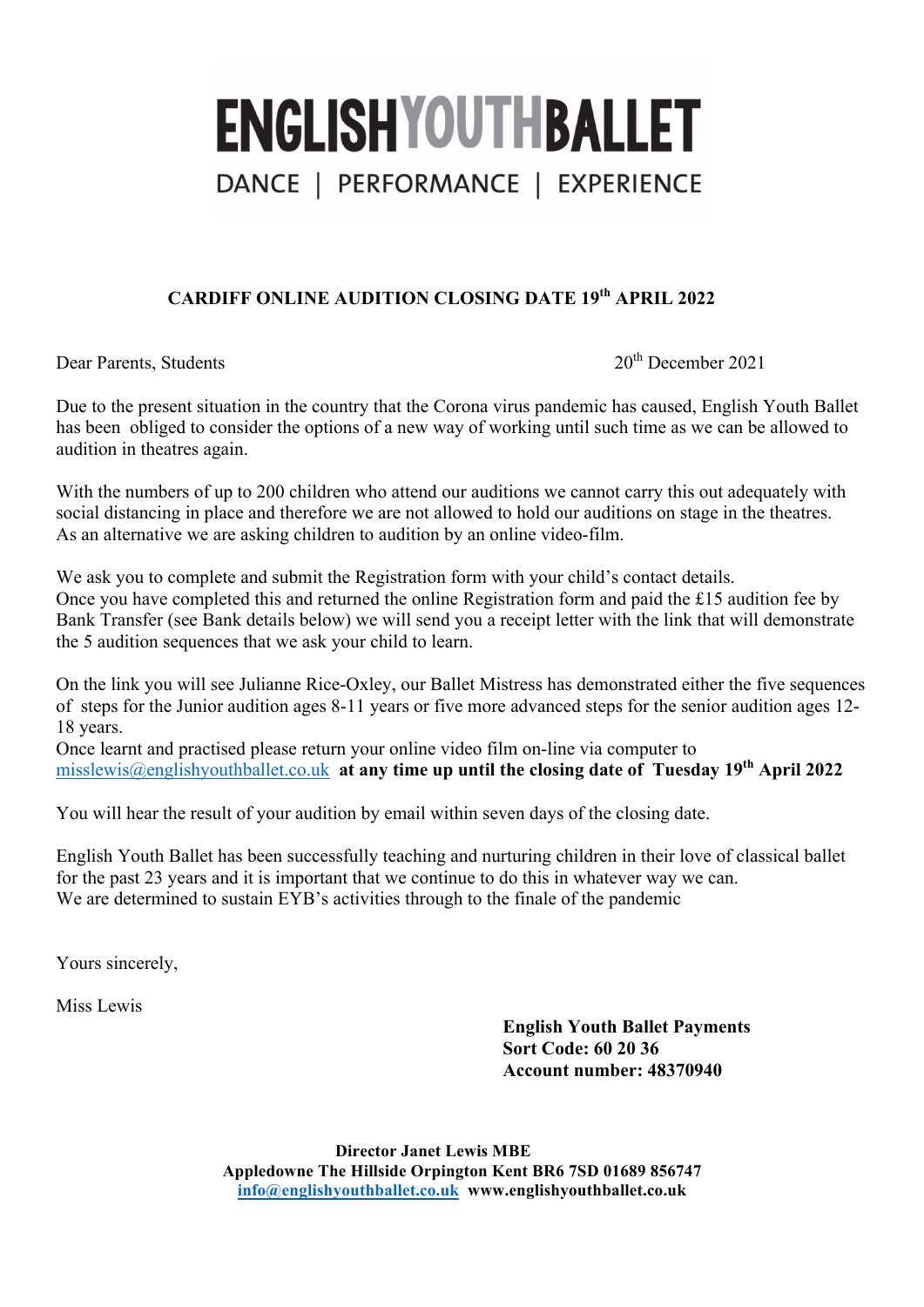# ENGLISHYOUTHBALLET

DANCE | PERFORMANCE | EXPERIENCE

## CARDIFF ONLINE AUDITION CLOSING DATE 19th APRIL 2022

Dear Parents, Students

20th December 2021

Due to the present situation in the country that the Corona virus pandemic has caused, English Youth Ballet has been obliged to consider the options of a new way of working until such time as we can be allowed to audition in theatres again.

With the numbers of up to 200 children who attend our auditions we cannot carry this out adequately with social distancing in place and therefore we are not allowed to hold our auditions on stage in the theatres. As an alternative we are asking children to audition by an online video-film.

We ask you to complete and submit the Registration form with your child's contact details.
Once you have completed this and returned the online Registration form and paid the £15 audition fee by Bank Transfer (see Bank details below) we will send you a receipt letter with the link that will demonstrate the 5 audition sequences that we ask your child to learn.

On the link you will see Julianne Rice-Oxley, our Ballet Mistress has demonstrated either the five sequences of steps for the Junior audition ages 8-11 years or five more advanced steps for the senior audition ages 12-18 years.
Once learnt and practised please return your online video film on-line via computer to misslewis@englishyouthballet.co.uk **at any time up until the closing date of Tuesday 19th April 2022**

You will hear the result of your audition by email within seven days of the closing date.

English Youth Ballet has been successfully teaching and nurturing children in their love of classical ballet for the past 23 years and it is important that we continue to do this in whatever way we can.
We are determined to sustain EYB's activities through to the finale of the pandemic

Yours sincerely,

Miss Lewis

**English Youth Ballet Payments**
**Sort Code: 60 20 36**
**Account number: 48370940**

**Director Janet Lewis MBE**
**Appledowne The Hillside Orpington Kent BR6 7SD 01689 856747**
**info@englishyouthballet.co.uk www.englishyouthballet.co.uk**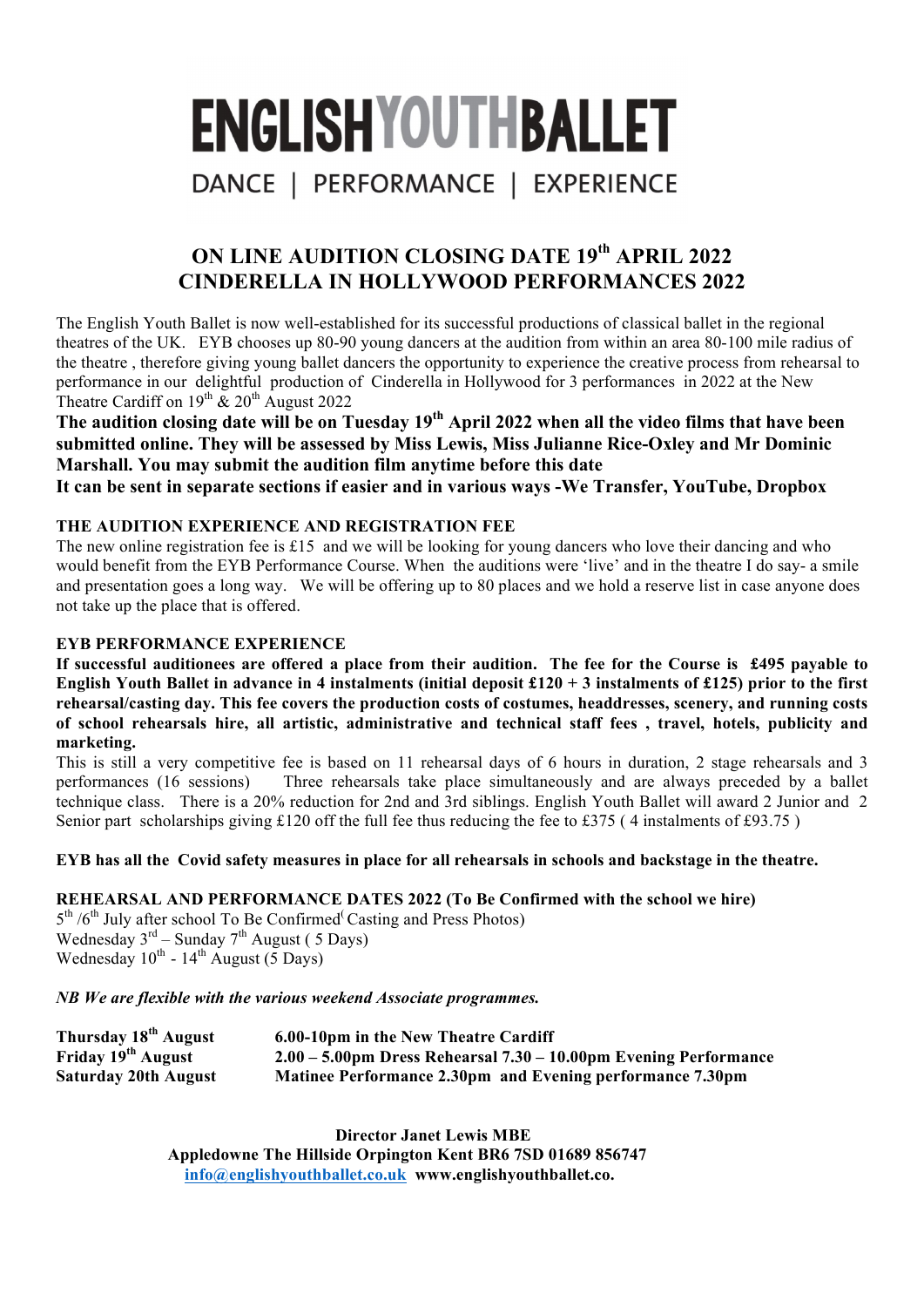# ENGLISH YOUTH BALLET

DANCE | PERFORMANCE | EXPERIENCE

## ON LINE AUDITION CLOSING DATE 19th APRIL 2022
## CINDERELLA IN HOLLYWOOD PERFORMANCES 2022

The English Youth Ballet is now well-established for its successful productions of classical ballet in the regional theatres of the UK. EYB chooses up 80-90 young dancers at the audition from within an area 80-100 mile radius of the theatre , therefore giving young ballet dancers the opportunity to experience the creative process from rehearsal to performance in our delightful production of Cinderella in Hollywood for 3 performances in 2022 at the New Theatre Cardiff on 19th & 20th August 2022

**The audition closing date will be on Tuesday 19th April 2022 when all the video films that have been submitted online. They will be assessed by Miss Lewis, Miss Julianne Rice-Oxley and Mr Dominic Marshall. You may submit the audition film anytime before this date**

**It can be sent in separate sections if easier and in various ways -We Transfer, YouTube, Dropbox**

### THE AUDITION EXPERIENCE AND REGISTRATION FEE

The new online registration fee is £15 and we will be looking for young dancers who love their dancing and who would benefit from the EYB Performance Course. When the auditions were 'live' and in the theatre I do say- a smile and presentation goes a long way. We will be offering up to 80 places and we hold a reserve list in case anyone does not take up the place that is offered.

### EYB PERFORMANCE EXPERIENCE

**If successful auditionees are offered a place from their audition. The fee for the Course is £495 payable to English Youth Ballet in advance in 4 instalments (initial deposit £120 + 3 instalments of £125) prior to the first rehearsal/casting day. This fee covers the production costs of costumes, headdresses, scenery, and running costs of school rehearsals hire, all artistic, administrative and technical staff fees , travel, hotels, publicity and marketing.**

This is still a very competitive fee is based on 11 rehearsal days of 6 hours in duration, 2 stage rehearsals and 3 performances (16 sessions) Three rehearsals take place simultaneously and are always preceded by a ballet technique class. There is a 20% reduction for 2nd and 3rd siblings. English Youth Ballet will award 2 Junior and 2 Senior part scholarships giving £120 off the full fee thus reducing the fee to £375 ( 4 instalments of £93.75 )

**EYB has all the Covid safety measures in place for all rehearsals in schools and backstage in the theatre.**

### REHEARSAL AND PERFORMANCE DATES 2022 (To Be Confirmed with the school we hire)

5th /6th July after school To Be Confirmed( Casting and Press Photos)
Wednesday 3rd – Sunday 7th August ( 5 Days)
Wednesday 10th - 14th August (5 Days)

*NB We are flexible with the various weekend Associate programmes.*

| | |
|---|---|
| **Thursday 18th August** | **6.00-10pm in the New Theatre Cardiff** |
| **Friday 19th August** | **2.00 – 5.00pm Dress Rehearsal 7.30 – 10.00pm Evening Performance** |
| **Saturday 20th August** | **Matinee Performance 2.30pm and Evening performance 7.30pm** |

**Director Janet Lewis MBE**
**Appledowne The Hillside Orpington Kent BR6 7SD 01689 856747**
**info@englishyouthballet.co.uk www.englishyouthballet.co.**